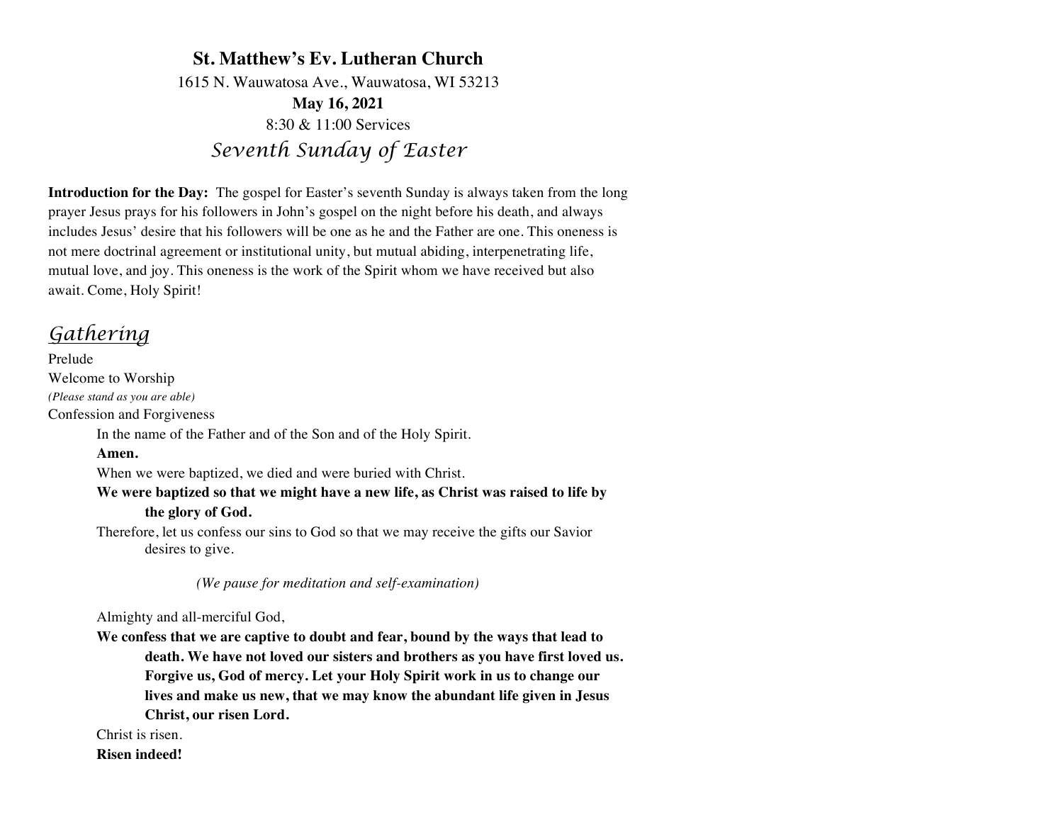**St. Matthew's Ev. Lutheran Church**

1615 N. Wauwatosa Ave., Wauwatosa, WI 53213

**May 16, 2021**

8:30 & 11:00 Services

# *Seventh Sunday of Easter*

**Introduction for the Day:** The gospel for Easter's seventh Sunday is always taken from the long prayer Jesus prays for his followers in John's gospel on the night before his death, and always includes Jesus' desire that his followers will be one as he and the Father are one. This oneness is not mere doctrinal agreement or institutional unity, but mutual abiding, interpenetrating life, mutual love, and joy. This oneness is the work of the Spirit whom we have received but also await. Come, Holy Spirit!

## *Gathering*

Prelude

Welcome to Worship

*(Please stand as you are able)*

Confession and Forgiveness

In the name of the Father and of the Son and of the Holy Spirit.

**Amen.**

When we were baptized, we died and were buried with Christ.

**We were baptized so that we might have a new life, as Christ was raised to life by the glory of God.**

Therefore, let us confess our sins to God so that we may receive the gifts our Savior desires to give.

*(We pause for meditation and self-examination)*

Almighty and all-merciful God,

**We confess that we are captive to doubt and fear, bound by the ways that lead to death. We have not loved our sisters and brothers as you have first loved us. Forgive us, God of mercy. Let your Holy Spirit work in us to change our lives and make us new, that we may know the abundant life given in Jesus Christ, our risen Lord.**

Christ is risen.

**Risen indeed!**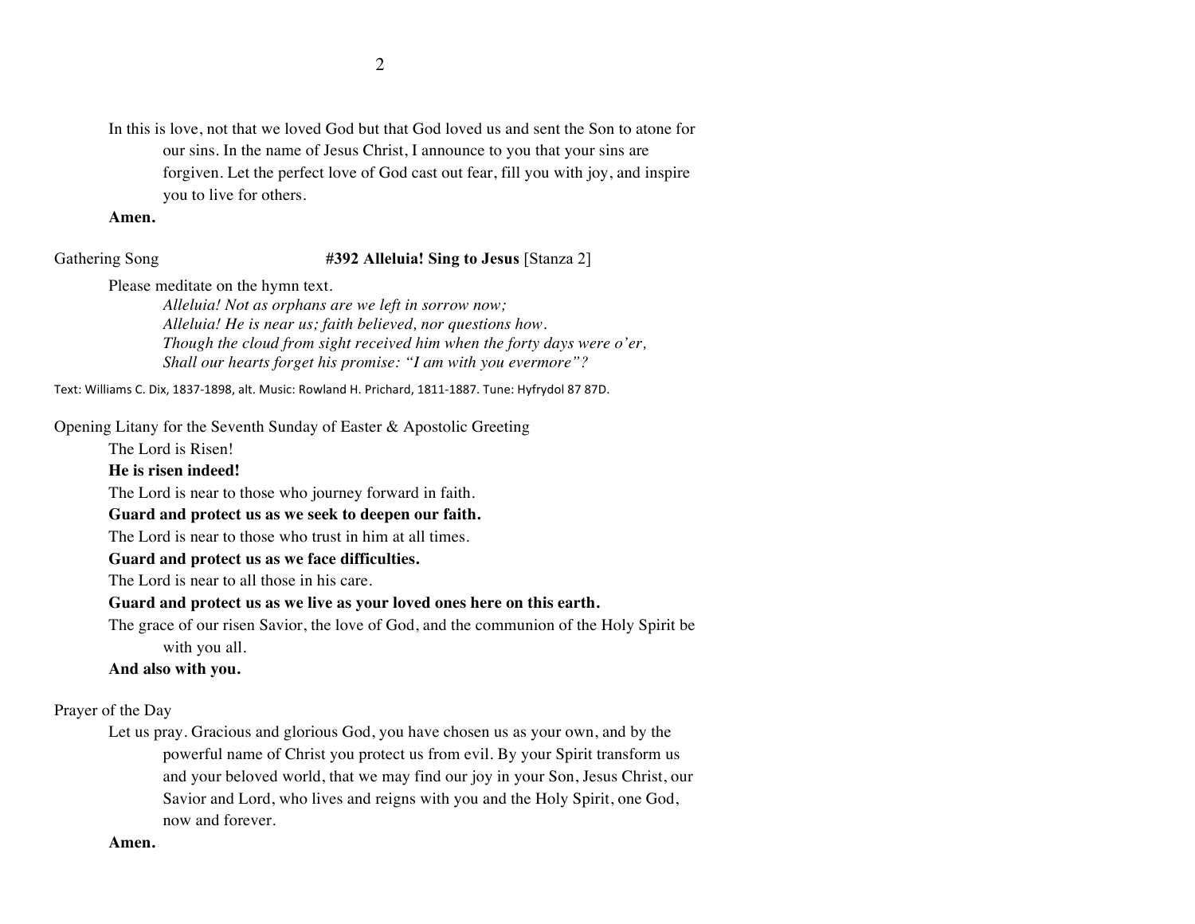In this is love, not that we loved God but that God loved us and sent the Son to atone for our sins. In the name of Jesus Christ, I announce to you that your sins are forgiven. Let the perfect love of God cast out fear, fill you with joy, and inspire you to live for others.

**Amen.**

Gathering Song **#392 Alleluia! Sing to Jesus** [Stanza 2]

Please meditate on the hymn text.

*Alleluia! Not as orphans are we left in sorrow now;*
*Alleluia! He is near us; faith believed, nor questions how.*
*Though the cloud from sight received him when the forty days were o'er,*
*Shall our hearts forget his promise: "I am with you evermore"?*

Text: Williams C. Dix, 1837-1898, alt. Music: Rowland H. Prichard, 1811-1887. Tune: Hyfrydol 87 87D.

Opening Litany for the Seventh Sunday of Easter & Apostolic Greeting

The Lord is Risen!

**He is risen indeed!**

The Lord is near to those who journey forward in faith.

**Guard and protect us as we seek to deepen our faith.**

The Lord is near to those who trust in him at all times.

**Guard and protect us as we face difficulties.**

The Lord is near to all those in his care.

**Guard and protect us as we live as your loved ones here on this earth.**

The grace of our risen Savior, the love of God, and the communion of the Holy Spirit be with you all.

**And also with you.**

Prayer of the Day

Let us pray. Gracious and glorious God, you have chosen us as your own, and by the powerful name of Christ you protect us from evil. By your Spirit transform us and your beloved world, that we may find our joy in your Son, Jesus Christ, our Savior and Lord, who lives and reigns with you and the Holy Spirit, one God, now and forever.

**Amen.**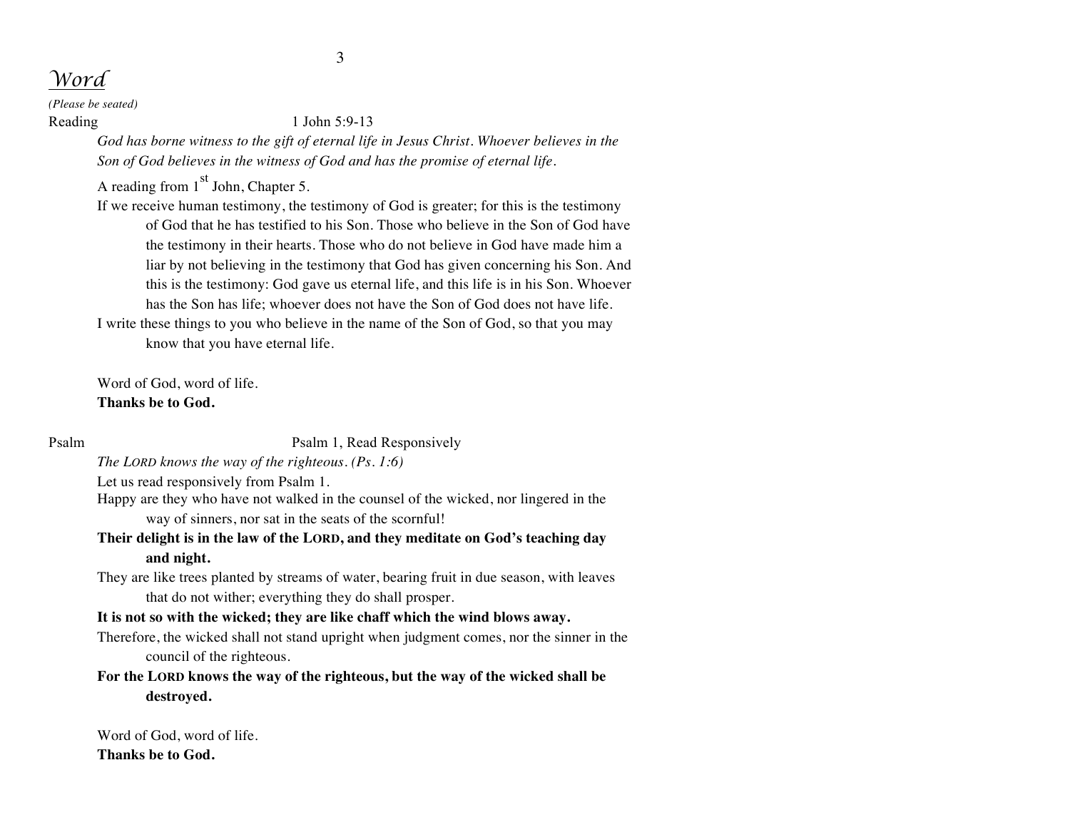## *Word*

*(Please be seated)*

Reading 1 John 5:9-13

*God has borne witness to the gift of eternal life in Jesus Christ. Whoever believes in the Son of God believes in the witness of God and has the promise of eternal life.*

A reading from 1st John, Chapter 5.

If we receive human testimony, the testimony of God is greater; for this is the testimony of God that he has testified to his Son. Those who believe in the Son of God have the testimony in their hearts. Those who do not believe in God have made him a liar by not believing in the testimony that God has given concerning his Son. And this is the testimony: God gave us eternal life, and this life is in his Son. Whoever has the Son has life; whoever does not have the Son of God does not have life.

I write these things to you who believe in the name of the Son of God, so that you may know that you have eternal life.

Word of God, word of life.
**Thanks be to God.**

Psalm Psalm 1, Read Responsively

*The LORD knows the way of the righteous. (Ps. 1:6)*

Let us read responsively from Psalm 1.

Happy are they who have not walked in the counsel of the wicked, nor lingered in the way of sinners, nor sat in the seats of the scornful!

**Their delight is in the law of the LORD, and they meditate on God's teaching day and night.**

They are like trees planted by streams of water, bearing fruit in due season, with leaves that do not wither; everything they do shall prosper.

**It is not so with the wicked; they are like chaff which the wind blows away.**

Therefore, the wicked shall not stand upright when judgment comes, nor the sinner in the council of the righteous.

**For the LORD knows the way of the righteous, but the way of the wicked shall be destroyed.**

Word of God, word of life.
**Thanks be to God.**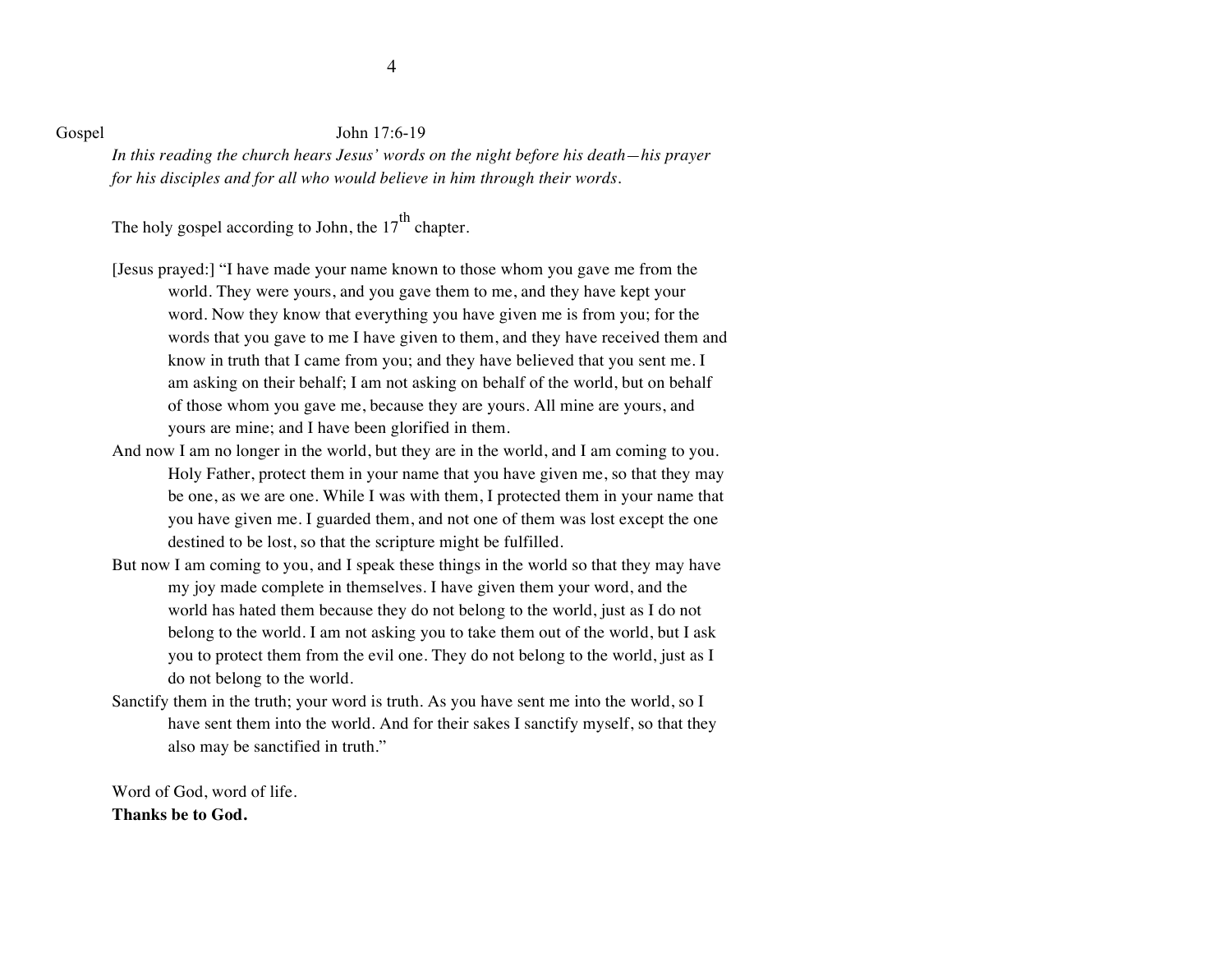Gospel John 17:6-19

*In this reading the church hears Jesus' words on the night before his death—his prayer for his disciples and for all who would believe in him through their words.*

The holy gospel according to John, the 17th chapter.

[Jesus prayed:] "I have made your name known to those whom you gave me from the world. They were yours, and you gave them to me, and they have kept your word. Now they know that everything you have given me is from you; for the words that you gave to me I have given to them, and they have received them and know in truth that I came from you; and they have believed that you sent me. I am asking on their behalf; I am not asking on behalf of the world, but on behalf of those whom you gave me, because they are yours. All mine are yours, and yours are mine; and I have been glorified in them.

And now I am no longer in the world, but they are in the world, and I am coming to you. Holy Father, protect them in your name that you have given me, so that they may be one, as we are one. While I was with them, I protected them in your name that you have given me. I guarded them, and not one of them was lost except the one destined to be lost, so that the scripture might be fulfilled.

But now I am coming to you, and I speak these things in the world so that they may have my joy made complete in themselves. I have given them your word, and the world has hated them because they do not belong to the world, just as I do not belong to the world. I am not asking you to take them out of the world, but I ask you to protect them from the evil one. They do not belong to the world, just as I do not belong to the world.

Sanctify them in the truth; your word is truth. As you have sent me into the world, so I have sent them into the world. And for their sakes I sanctify myself, so that they also may be sanctified in truth."

Word of God, word of life.
**Thanks be to God.**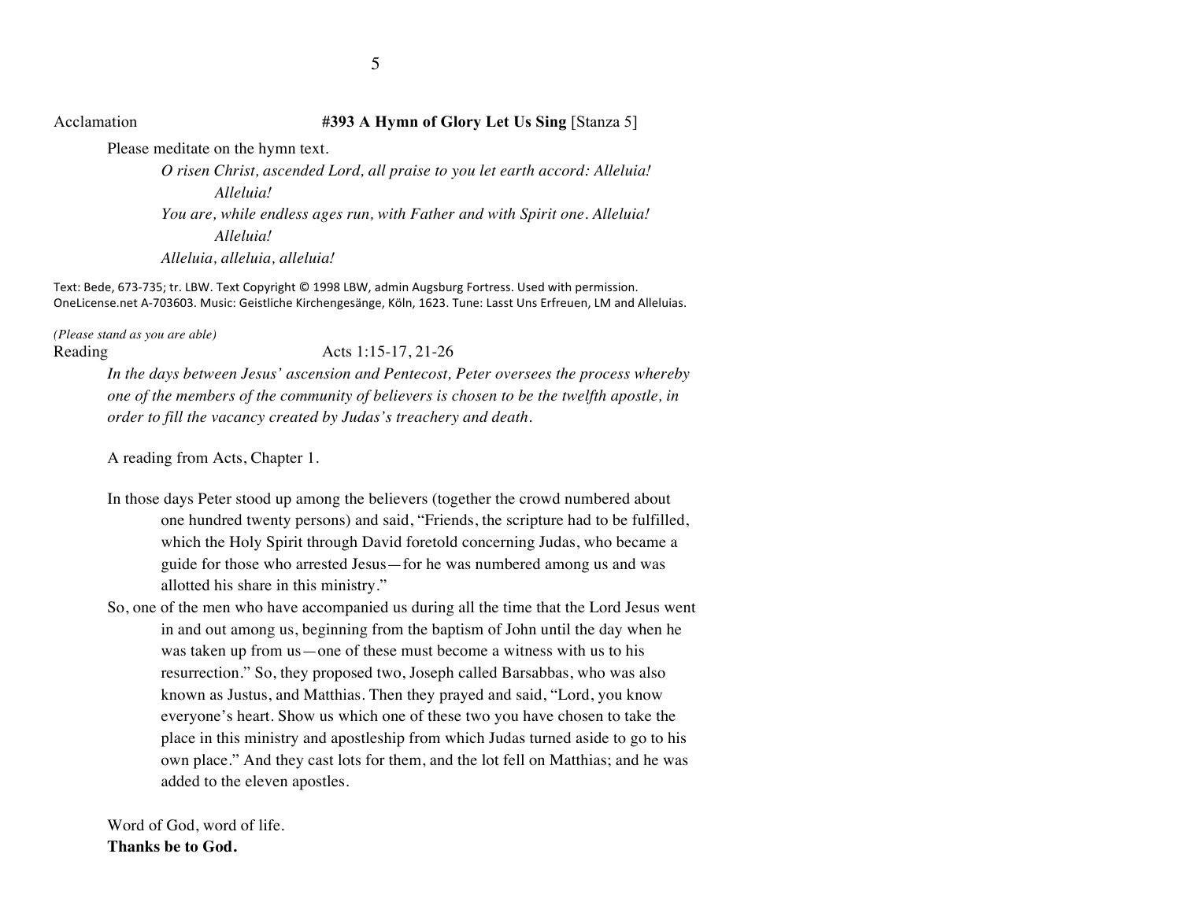Acclamation **#393 A Hymn of Glory Let Us Sing** [Stanza 5]

Please meditate on the hymn text.

*O risen Christ, ascended Lord, all praise to you let earth accord: Alleluia! Alleluia!*
*You are, while endless ages run, with Father and with Spirit one. Alleluia! Alleluia!*
*Alleluia, alleluia, alleluia!*

Text: Bede, 673-735; tr. LBW. Text Copyright © 1998 LBW, admin Augsburg Fortress. Used with permission. OneLicense.net A-703603. Music: Geistliche Kirchengesänge, Köln, 1623. Tune: Lasst Uns Erfreuen, LM and Alleluias.

*(Please stand as you are able)*

Reading Acts 1:15-17, 21-26

*In the days between Jesus' ascension and Pentecost, Peter oversees the process whereby one of the members of the community of believers is chosen to be the twelfth apostle, in order to fill the vacancy created by Judas's treachery and death.*

A reading from Acts, Chapter 1.

In those days Peter stood up among the believers (together the crowd numbered about one hundred twenty persons) and said, "Friends, the scripture had to be fulfilled, which the Holy Spirit through David foretold concerning Judas, who became a guide for those who arrested Jesus—for he was numbered among us and was allotted his share in this ministry."

So, one of the men who have accompanied us during all the time that the Lord Jesus went in and out among us, beginning from the baptism of John until the day when he was taken up from us—one of these must become a witness with us to his resurrection." So, they proposed two, Joseph called Barsabbas, who was also known as Justus, and Matthias. Then they prayed and said, "Lord, you know everyone's heart. Show us which one of these two you have chosen to take the place in this ministry and apostleship from which Judas turned aside to go to his own place." And they cast lots for them, and the lot fell on Matthias; and he was added to the eleven apostles.

Word of God, word of life.
**Thanks be to God.**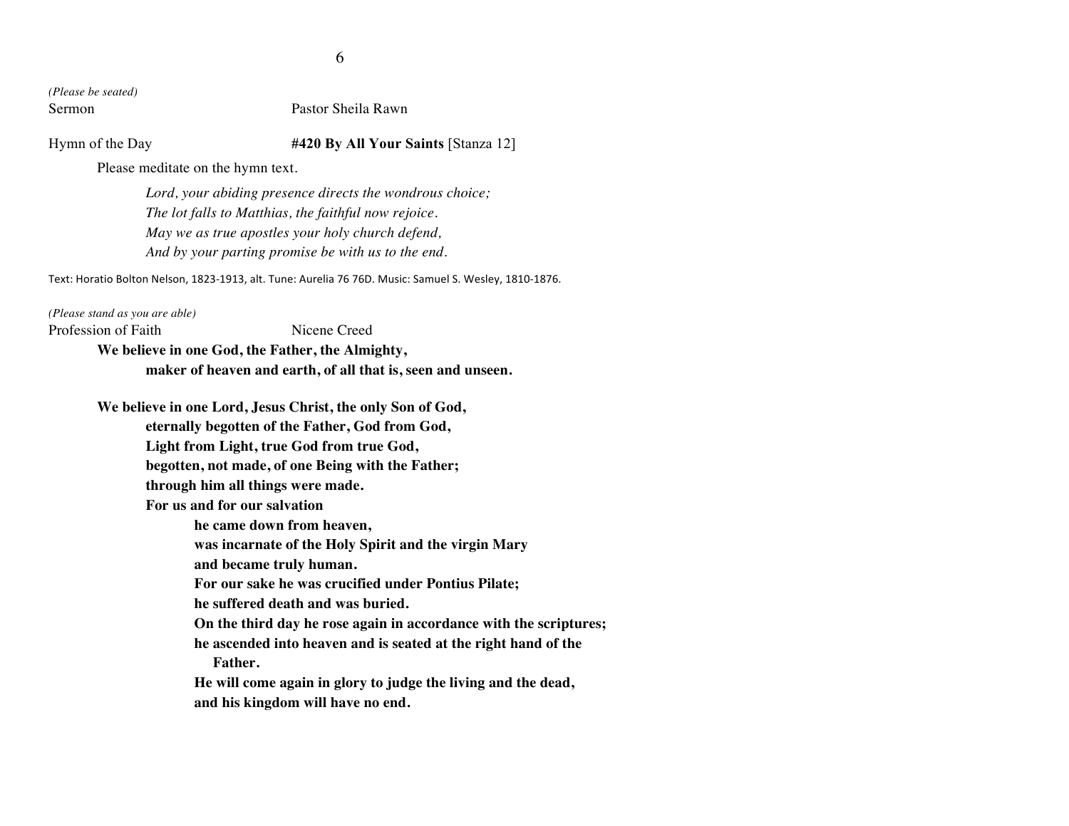*(Please be seated)*

Sermon Pastor Sheila Rawn

Hymn of the Day **#420 By All Your Saints** [Stanza 12]

Please meditate on the hymn text.

*Lord, your abiding presence directs the wondrous choice;*
*The lot falls to Matthias, the faithful now rejoice.*
*May we as true apostles your holy church defend,*
*And by your parting promise be with us to the end.*

Text: Horatio Bolton Nelson, 1823-1913, alt. Tune: Aurelia 76 76D. Music: Samuel S. Wesley, 1810-1876.

*(Please stand as you are able)*

Profession of Faith Nicene Creed

**We believe in one God, the Father, the Almighty,**
**maker of heaven and earth, of all that is, seen and unseen.**

**We believe in one Lord, Jesus Christ, the only Son of God,**
**eternally begotten of the Father, God from God,**
**Light from Light, true God from true God,**
**begotten, not made, of one Being with the Father;**
**through him all things were made.**
**For us and for our salvation**
**he came down from heaven,**
**was incarnate of the Holy Spirit and the virgin Mary**
**and became truly human.**
**For our sake he was crucified under Pontius Pilate;**
**he suffered death and was buried.**
**On the third day he rose again in accordance with the scriptures;**
**he ascended into heaven and is seated at the right hand of the Father.**
**He will come again in glory to judge the living and the dead,**
**and his kingdom will have no end.**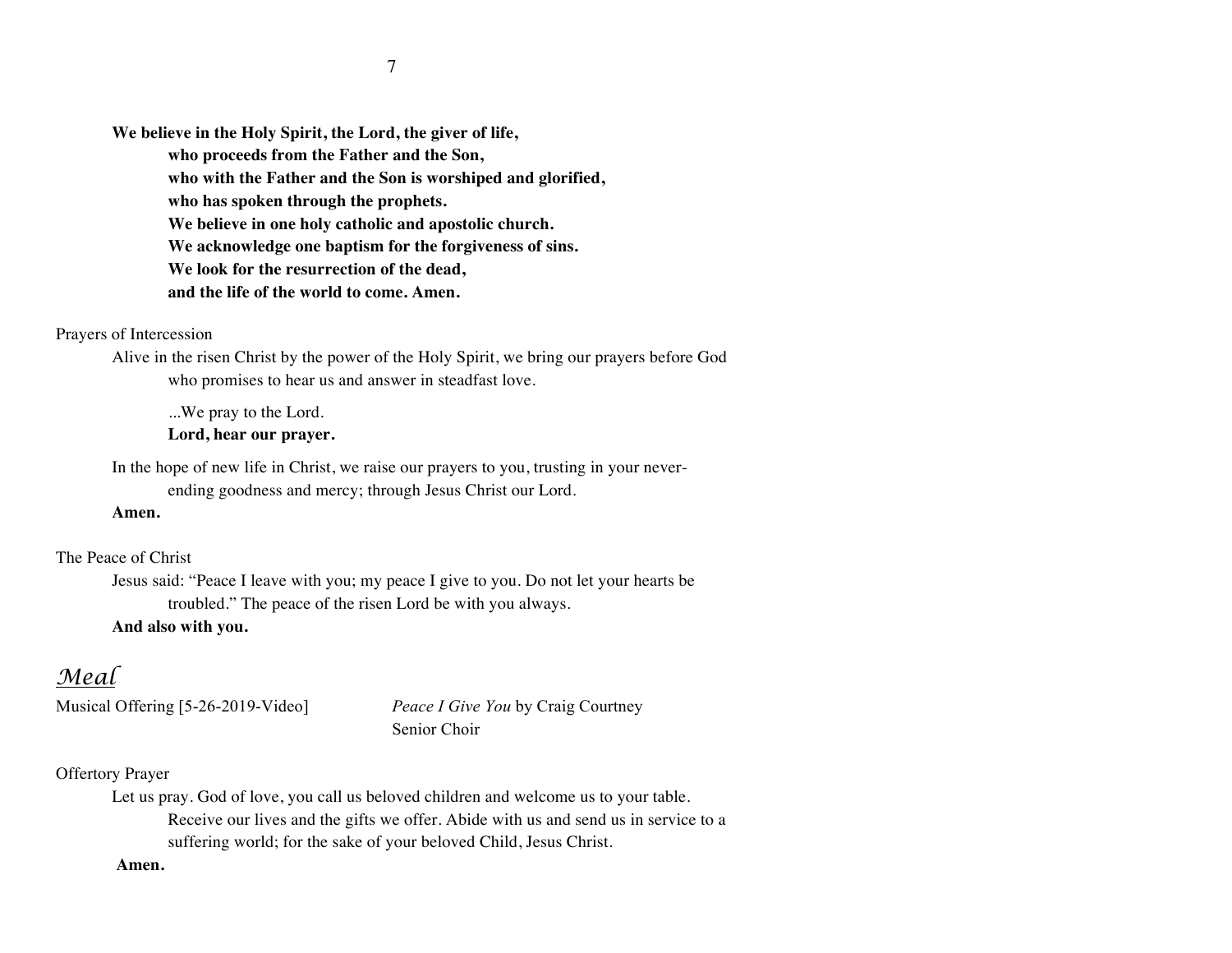**We believe in the Holy Spirit, the Lord, the giver of life,**
**who proceeds from the Father and the Son,**
**who with the Father and the Son is worshiped and glorified,**
**who has spoken through the prophets.**
**We believe in one holy catholic and apostolic church.**
**We acknowledge one baptism for the forgiveness of sins.**
**We look for the resurrection of the dead,**
**and the life of the world to come. Amen.**

Prayers of Intercession

Alive in the risen Christ by the power of the Holy Spirit, we bring our prayers before God who promises to hear us and answer in steadfast love.

...We pray to the Lord.
**Lord, hear our prayer.**

In the hope of new life in Christ, we raise our prayers to you, trusting in your never-ending goodness and mercy; through Jesus Christ our Lord.
**Amen.**

The Peace of Christ

Jesus said: "Peace I leave with you; my peace I give to you. Do not let your hearts be troubled." The peace of the risen Lord be with you always.
**And also with you.**

## *Meal*

Musical Offering [5-26-2019-Video] — *Peace I Give You* by Craig Courtney
Senior Choir

Offertory Prayer

Let us pray. God of love, you call us beloved children and welcome us to your table. Receive our lives and the gifts we offer. Abide with us and send us in service to a suffering world; for the sake of your beloved Child, Jesus Christ.
**Amen.**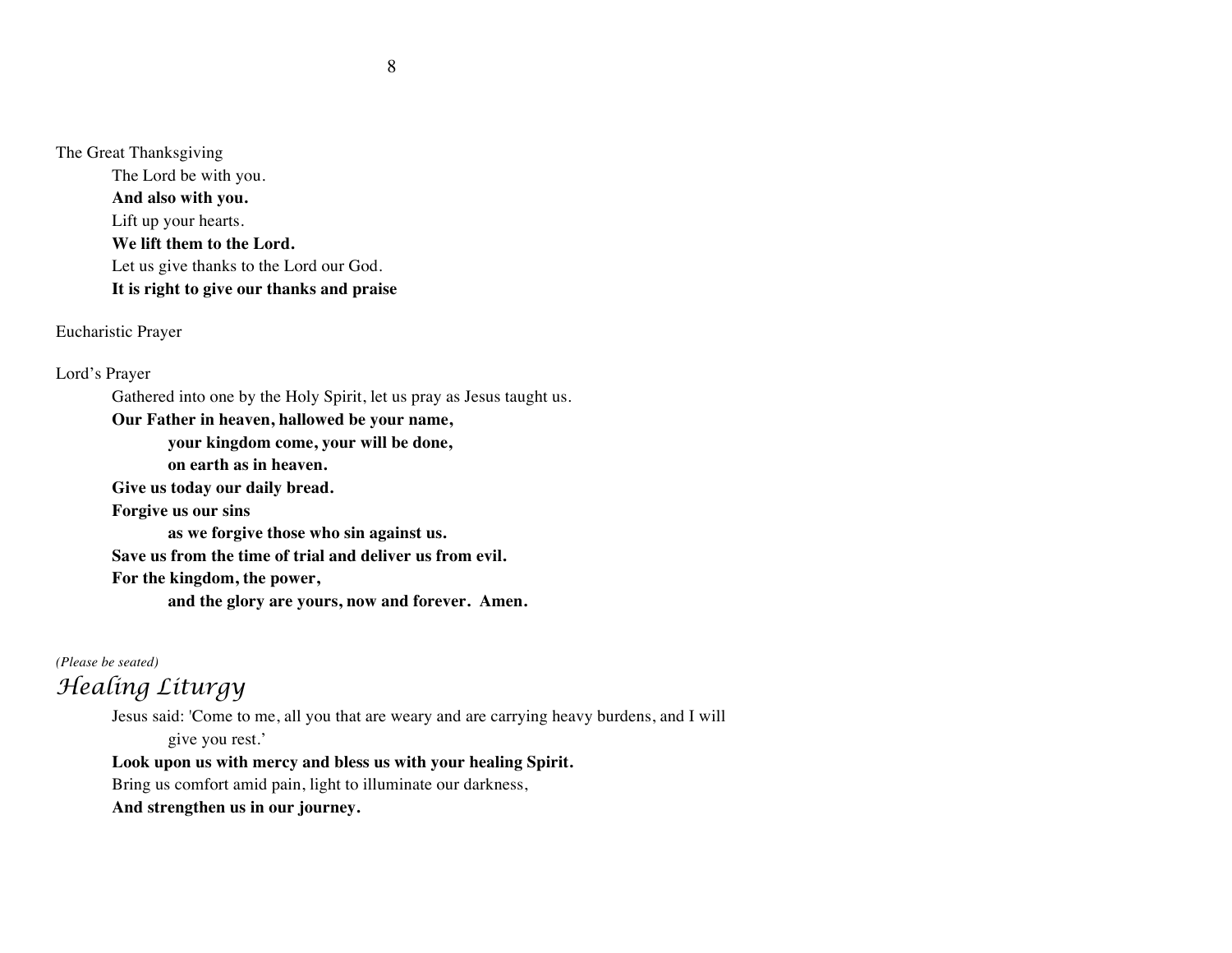The Great Thanksgiving

The Lord be with you.
**And also with you.**
Lift up your hearts.
**We lift them to the Lord.**
Let us give thanks to the Lord our God.
**It is right to give our thanks and praise**

Eucharistic Prayer

Lord's Prayer

Gathered into one by the Holy Spirit, let us pray as Jesus taught us.
**Our Father in heaven, hallowed be your name,**
**your kingdom come, your will be done,**
**on earth as in heaven.**
**Give us today our daily bread.**
**Forgive us our sins**
**as we forgive those who sin against us.**
**Save us from the time of trial and deliver us from evil.**
**For the kingdom, the power,**
**and the glory are yours, now and forever. Amen.**

*(Please be seated)*

## Healing Liturgy

Jesus said: 'Come to me, all you that are weary and are carrying heavy burdens, and I will give you rest.'
**Look upon us with mercy and bless us with your healing Spirit.**
Bring us comfort amid pain, light to illuminate our darkness,
**And strengthen us in our journey.**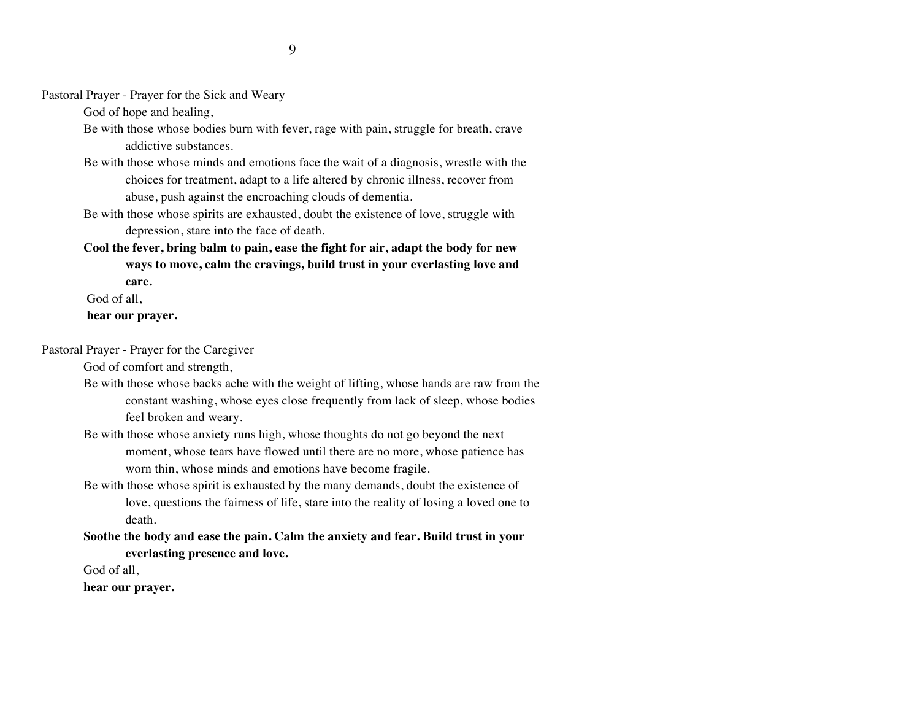Pastoral Prayer - Prayer for the Sick and Weary

God of hope and healing,

Be with those whose bodies burn with fever, rage with pain, struggle for breath, crave addictive substances.

Be with those whose minds and emotions face the wait of a diagnosis, wrestle with the choices for treatment, adapt to a life altered by chronic illness, recover from abuse, push against the encroaching clouds of dementia.

Be with those whose spirits are exhausted, doubt the existence of love, struggle with depression, stare into the face of death.

**Cool the fever, bring balm to pain, ease the fight for air, adapt the body for new ways to move, calm the cravings, build trust in your everlasting love and care.**

God of all,

**hear our prayer.**

Pastoral Prayer - Prayer for the Caregiver

God of comfort and strength,

Be with those whose backs ache with the weight of lifting, whose hands are raw from the constant washing, whose eyes close frequently from lack of sleep, whose bodies feel broken and weary.

Be with those whose anxiety runs high, whose thoughts do not go beyond the next moment, whose tears have flowed until there are no more, whose patience has worn thin, whose minds and emotions have become fragile.

Be with those whose spirit is exhausted by the many demands, doubt the existence of love, questions the fairness of life, stare into the reality of losing a loved one to death.

**Soothe the body and ease the pain. Calm the anxiety and fear. Build trust in your everlasting presence and love.**

God of all,

**hear our prayer.**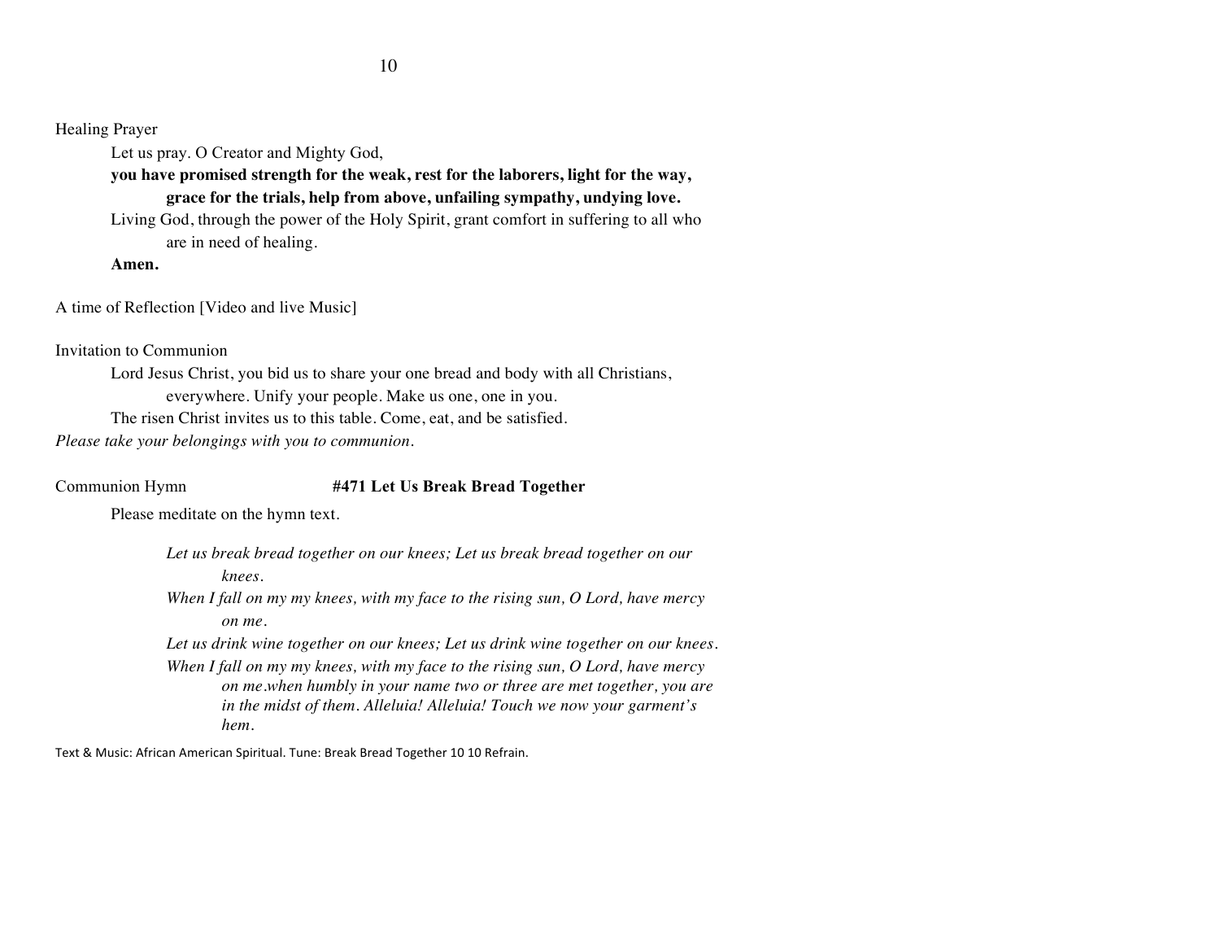Healing Prayer

Let us pray. O Creator and Mighty God,

**you have promised strength for the weak, rest for the laborers, light for the way, grace for the trials, help from above, unfailing sympathy, undying love.**

Living God, through the power of the Holy Spirit, grant comfort in suffering to all who are in need of healing.

**Amen.**

A time of Reflection [Video and live Music]

Invitation to Communion

Lord Jesus Christ, you bid us to share your one bread and body with all Christians, everywhere. Unify your people. Make us one, one in you.

The risen Christ invites us to this table. Come, eat, and be satisfied.

*Please take your belongings with you to communion.*

Communion Hymn **#471 Let Us Break Bread Together**

Please meditate on the hymn text.

*Let us break bread together on our knees; Let us break bread together on our knees.*

*When I fall on my my knees, with my face to the rising sun, O Lord, have mercy on me.*

*Let us drink wine together on our knees; Let us drink wine together on our knees.*

*When I fall on my my knees, with my face to the rising sun, O Lord, have mercy on me.when humbly in your name two or three are met together, you are in the midst of them. Alleluia! Alleluia! Touch we now your garment's hem.*

Text & Music: African American Spiritual. Tune: Break Bread Together 10 10 Refrain.